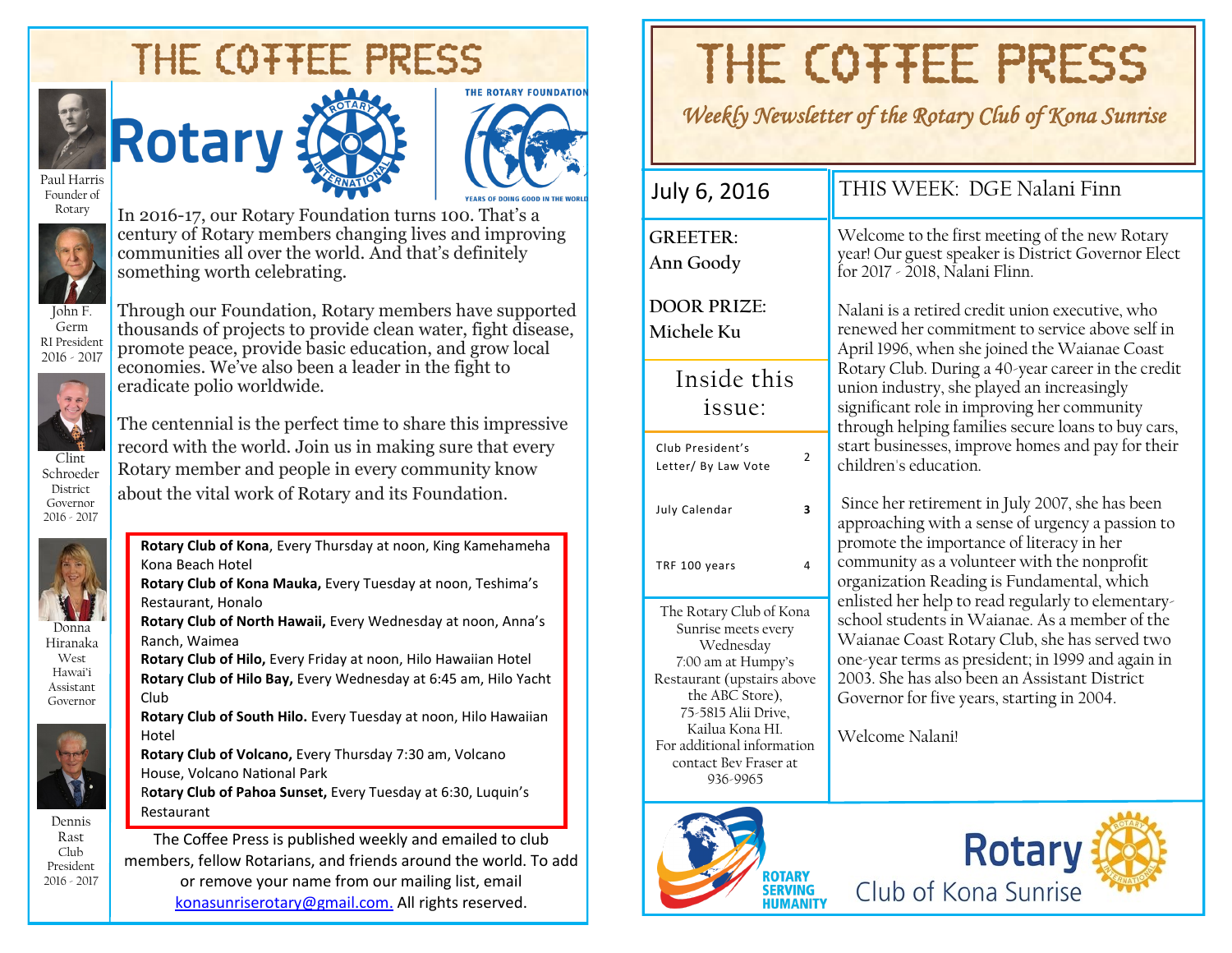# THE COFFEE PRESS

Paul Harris
Founder of Rotary

John F. Germ
RI President
2016 - 2017

Clint Schroeder
District Governor
2016 - 2017

Donna Hiranaka
West Hawai'i
Assistant Governor

Dennis Rast
Club President
2016 - 2017

Rotary

THE ROTARY FOUNDATION
YEARS OF DOING GOOD IN THE WORLD

In 2016-17, our Rotary Foundation turns 100. That's a century of Rotary members changing lives and improving communities all over the world. And that's definitely something worth celebrating.

Through our Foundation, Rotary members have supported thousands of projects to provide clean water, fight disease, promote peace, provide basic education, and grow local economies. We've also been a leader in the fight to eradicate polio worldwide.

The centennial is the perfect time to share this impressive record with the world. Join us in making sure that every Rotary member and people in every community know about the vital work of Rotary and its Foundation.

**Rotary Club of Kona**, Every Thursday at noon, King Kamehameha Kona Beach Hotel
**Rotary Club of Kona Mauka,** Every Tuesday at noon, Teshima's Restaurant, Honalo
**Rotary Club of North Hawaii,** Every Wednesday at noon, Anna's Ranch, Waimea
**Rotary Club of Hilo,** Every Friday at noon, Hilo Hawaiian Hotel
**Rotary Club of Hilo Bay,** Every Wednesday at 6:45 am, Hilo Yacht Club
**Rotary Club of South Hilo.** Every Tuesday at noon, Hilo Hawaiian Hotel
**Rotary Club of Volcano,** Every Thursday 7:30 am, Volcano House, Volcano National Park
**Rotary Club of Pahoa Sunset,** Every Tuesday at 6:30, Luquin's Restaurant

The Coffee Press is published weekly and emailed to club members, fellow Rotarians, and friends around the world. To add or remove your name from our mailing list, email konasunriserotary@gmail.com. All rights reserved.

# THE COFFEE PRESS

*Weekly Newsletter of the Rotary Club of Kona Sunrise*

July 6, 2016

**GREETER:**
Ann Goody

**DOOR PRIZE:**
Michele Ku

## Inside this issue:

| | |
|---|---|
| Club President's Letter/ By Law Vote | 2 |
| July Calendar | 3 |
| TRF 100 years | 4 |

The Rotary Club of Kona Sunrise meets every Wednesday 7:00 am at Humpy's Restaurant (upstairs above the ABC Store), 75-5815 Alii Drive, Kailua Kona HI. For additional information contact Bev Fraser at 936-9965

## THIS WEEK: DGE Nalani Finn

Welcome to the first meeting of the new Rotary year! Our guest speaker is District Governor Elect for 2017 - 2018, Nalani Flinn.

Nalani is a retired credit union executive, who renewed her commitment to service above self in April 1996, when she joined the Waianae Coast Rotary Club. During a 40-year career in the credit union industry, she played an increasingly significant role in improving her community through helping families secure loans to buy cars, start businesses, improve homes and pay for their children's education.

Since her retirement in July 2007, she has been approaching with a sense of urgency a passion to promote the importance of literacy in her community as a volunteer with the nonprofit organization Reading is Fundamental, which enlisted her help to read regularly to elementary-school students in Waianae. As a member of the Waianae Coast Rotary Club, she has served two one-year terms as president; in 1999 and again in 2003. She has also been an Assistant District Governor for five years, starting in 2004.

Welcome Nalani!

ROTARY SERVING HUMANITY

Rotary Club of Kona Sunrise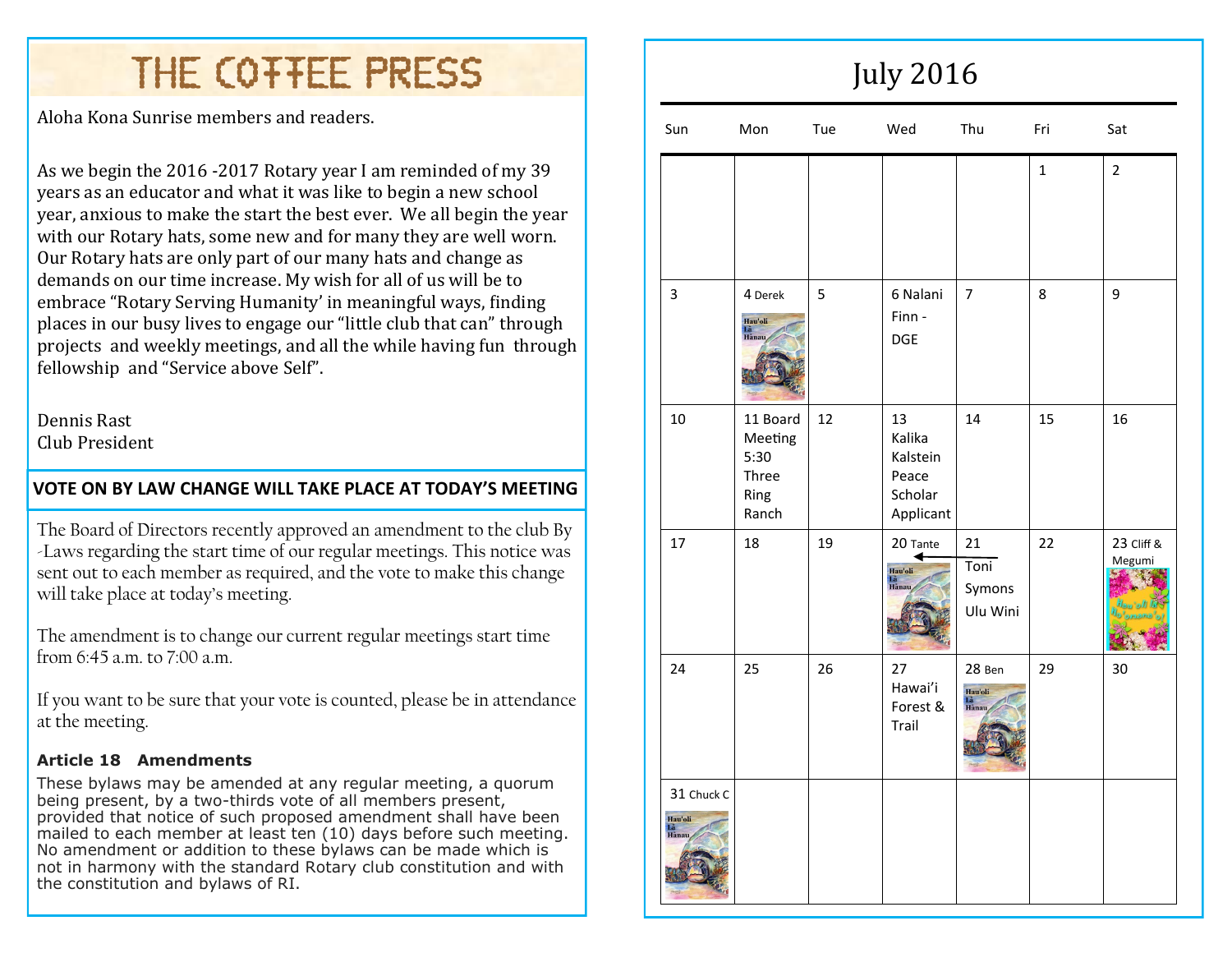# THE COFFEE PRESS

Aloha Kona Sunrise members and readers.

As we begin the 2016 -2017 Rotary year I am reminded of my 39 years as an educator and what it was like to begin a new school year, anxious to make the start the best ever. We all begin the year with our Rotary hats, some new and for many they are well worn. Our Rotary hats are only part of our many hats and change as demands on our time increase. My wish for all of us will be to embrace "Rotary Serving Humanity' in meaningful ways, finding places in our busy lives to engage our "little club that can" through projects and weekly meetings, and all the while having fun through fellowship and "Service above Self".

Dennis Rast
Club President

## VOTE ON BY LAW CHANGE WILL TAKE PLACE AT TODAY'S MEETING

The Board of Directors recently approved an amendment to the club By -Laws regarding the start time of our regular meetings. This notice was sent out to each member as required, and the vote to make this change will take place at today's meeting.

The amendment is to change our current regular meetings start time from 6:45 a.m. to 7:00 a.m.

If you want to be sure that your vote is counted, please be in attendance at the meeting.

**Article 18 Amendments**

These bylaws may be amended at any regular meeting, a quorum being present, by a two-thirds vote of all members present, provided that notice of such proposed amendment shall have been mailed to each member at least ten (10) days before such meeting. No amendment or addition to these bylaws can be made which is not in harmony with the standard Rotary club constitution and with the constitution and bylaws of RI.

## July 2016

| Sun | Mon | Tue | Wed | Thu | Fri | Sat |
|---|---|---|---|---|---|---|
| | | | | | 1 | 2 |
| 3 | 4 Derek | 5 | 6 Nalani Finn - DGE | 7 | 8 | 9 |
| 10 | 11 Board Meeting 5:30 Three Ring Ranch | 12 | 13 Kalika Kalstein Peace Scholar Applicant | 14 | 15 | 16 |
| 17 | 18 | 19 | 20 Tante | 21 Toni Symons Ulu Wini | 22 | 23 Cliff & Megumi |
| 24 | 25 | 26 | 27 Hawai'i Forest & Trail | 28 Ben | 29 | 30 |
| 31 Chuck C | | | | | | |